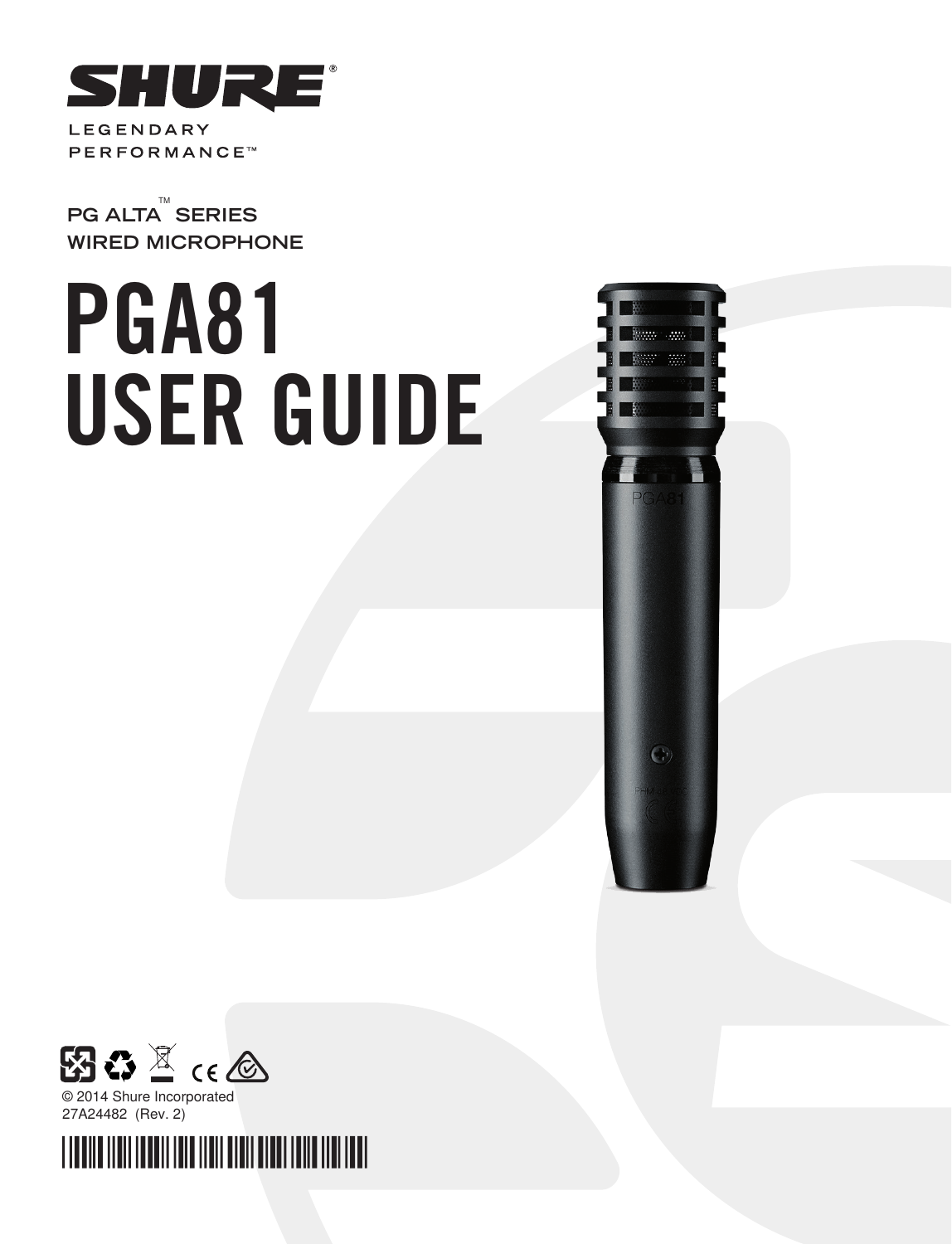SHURE®

LEGENDARY PERFORMANCE™

PG ALTA™ SERIES
WIRED MICROPHONE

# PGA81 USER GUIDE

© 2014 Shure Incorporated
27A24482 (Rev. 2)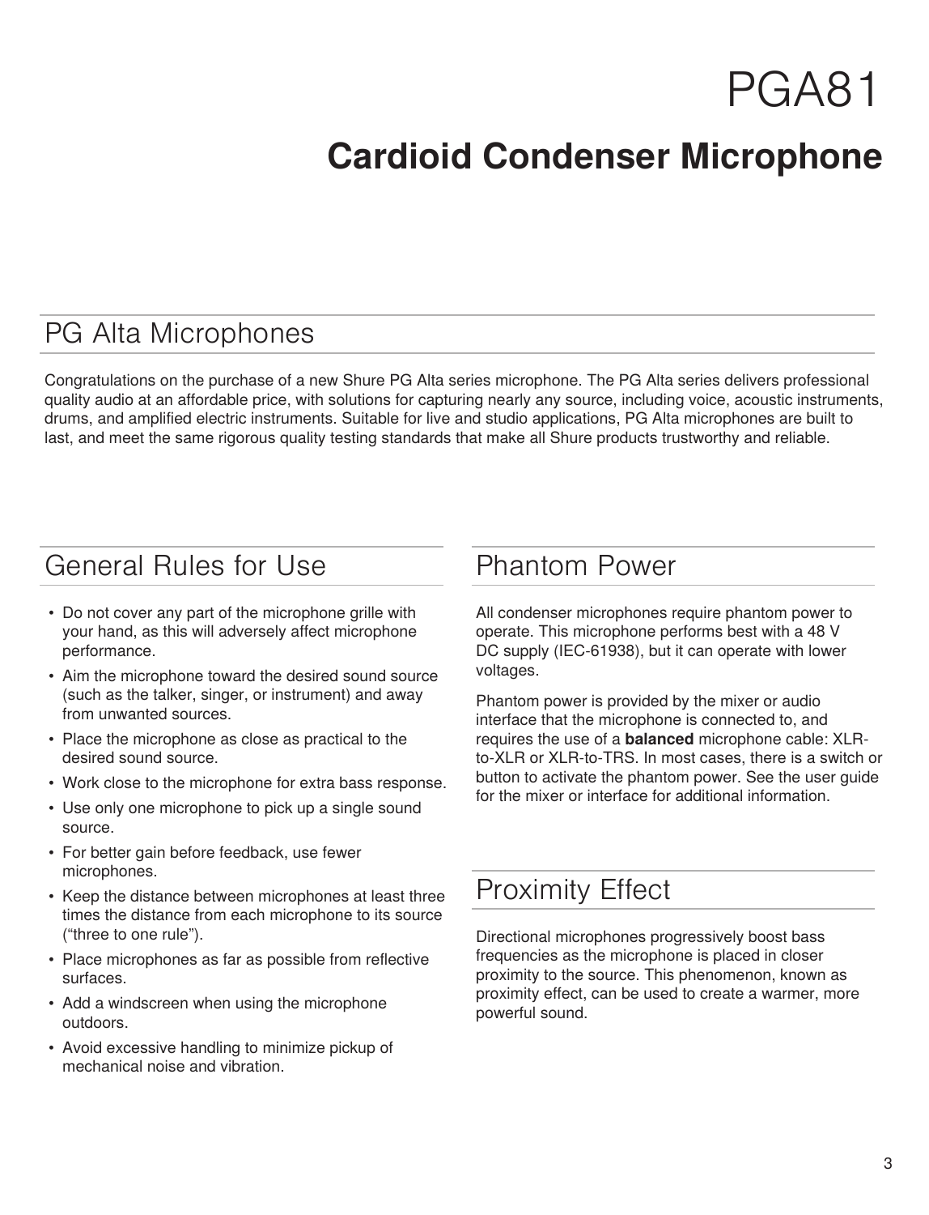# PGA81

## Cardioid Condenser Microphone

## PG Alta Microphones

Congratulations on the purchase of a new Shure PG Alta series microphone. The PG Alta series delivers professional quality audio at an affordable price, with solutions for capturing nearly any source, including voice, acoustic instruments, drums, and amplified electric instruments. Suitable for live and studio applications, PG Alta microphones are built to last, and meet the same rigorous quality testing standards that make all Shure products trustworthy and reliable.

## General Rules for Use

- Do not cover any part of the microphone grille with your hand, as this will adversely affect microphone performance.
- Aim the microphone toward the desired sound source (such as the talker, singer, or instrument) and away from unwanted sources.
- Place the microphone as close as practical to the desired sound source.
- Work close to the microphone for extra bass response.
- Use only one microphone to pick up a single sound source.
- For better gain before feedback, use fewer microphones.
- Keep the distance between microphones at least three times the distance from each microphone to its source ("three to one rule").
- Place microphones as far as possible from reflective surfaces.
- Add a windscreen when using the microphone outdoors.
- Avoid excessive handling to minimize pickup of mechanical noise and vibration.

## Phantom Power

All condenser microphones require phantom power to operate. This microphone performs best with a 48 V DC supply (IEC-61938), but it can operate with lower voltages.

Phantom power is provided by the mixer or audio interface that the microphone is connected to, and requires the use of a **balanced** microphone cable: XLR-to-XLR or XLR-to-TRS. In most cases, there is a switch or button to activate the phantom power. See the user guide for the mixer or interface for additional information.

## Proximity Effect

Directional microphones progressively boost bass frequencies as the microphone is placed in closer proximity to the source. This phenomenon, known as proximity effect, can be used to create a warmer, more powerful sound.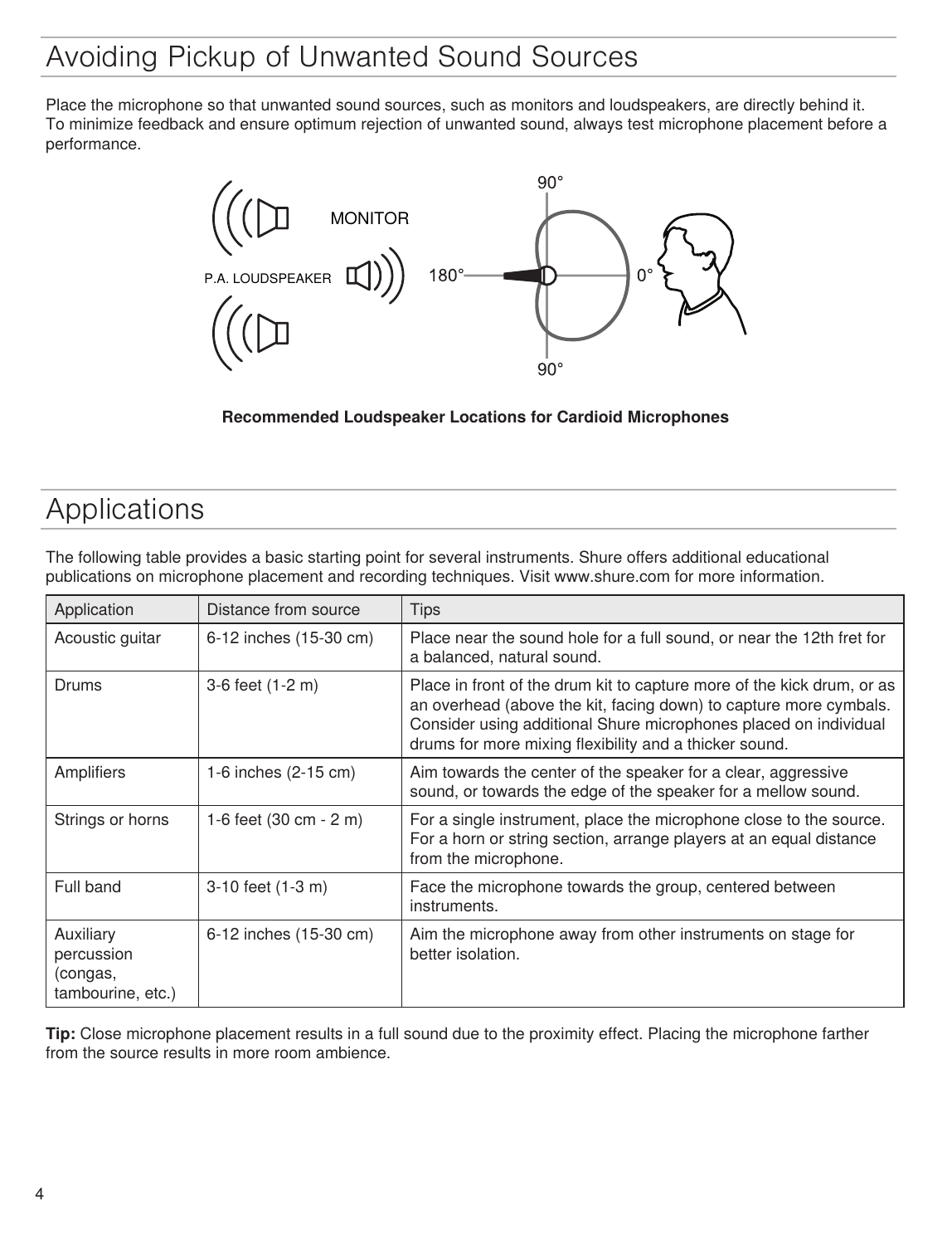## Avoiding Pickup of Unwanted Sound Sources

Place the microphone so that unwanted sound sources, such as monitors and loudspeakers, are directly behind it. To minimize feedback and ensure optimum rejection of unwanted sound, always test microphone placement before a performance.

**Recommended Loudspeaker Locations for Cardioid Microphones**

## Applications

The following table provides a basic starting point for several instruments. Shure offers additional educational publications on microphone placement and recording techniques. Visit www.shure.com for more information.

| Application | Distance from source | Tips |
| --- | --- | --- |
| Acoustic guitar | 6-12 inches (15-30 cm) | Place near the sound hole for a full sound, or near the 12th fret for a balanced, natural sound. |
| Drums | 3-6 feet (1-2 m) | Place in front of the drum kit to capture more of the kick drum, or as an overhead (above the kit, facing down) to capture more cymbals. Consider using additional Shure microphones placed on individual drums for more mixing flexibility and a thicker sound. |
| Amplifiers | 1-6 inches (2-15 cm) | Aim towards the center of the speaker for a clear, aggressive sound, or towards the edge of the speaker for a mellow sound. |
| Strings or horns | 1-6 feet (30 cm - 2 m) | For a single instrument, place the microphone close to the source. For a horn or string section, arrange players at an equal distance from the microphone. |
| Full band | 3-10 feet (1-3 m) | Face the microphone towards the group, centered between instruments. |
| Auxiliary percussion (congas, tambourine, etc.) | 6-12 inches (15-30 cm) | Aim the microphone away from other instruments on stage for better isolation. |

**Tip:** Close microphone placement results in a full sound due to the proximity effect. Placing the microphone farther from the source results in more room ambience.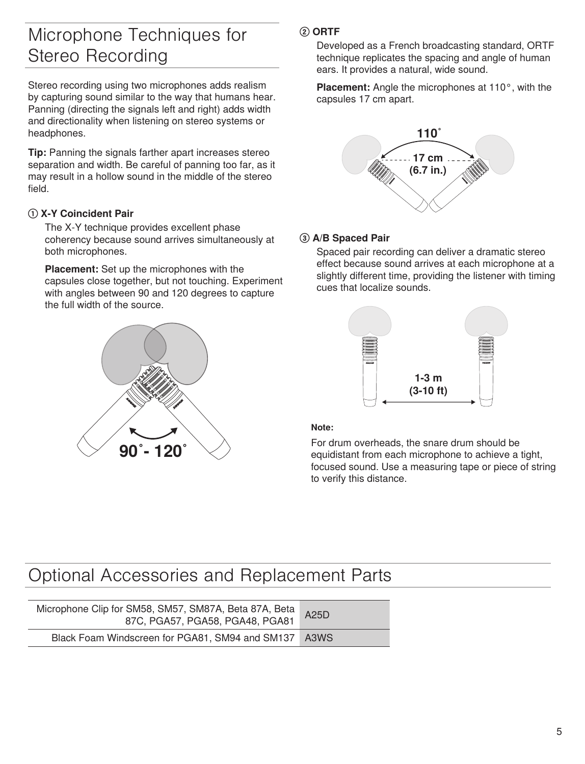# Microphone Techniques for Stereo Recording

Stereo recording using two microphones adds realism by capturing sound similar to the way that humans hear. Panning (directing the signals left and right) adds width and directionality when listening on stereo systems or headphones.

**Tip:** Panning the signals farther apart increases stereo separation and width. Be careful of panning too far, as it may result in a hollow sound in the middle of the stereo field.

### ① X-Y Coincident Pair

The X-Y technique provides excellent phase coherency because sound arrives simultaneously at both microphones.

**Placement:** Set up the microphones with the capsules close together, but not touching. Experiment with angles between 90 and 120 degrees to capture the full width of the source.

90° - 120°

### ② ORTF

Developed as a French broadcasting standard, ORTF technique replicates the spacing and angle of human ears. It provides a natural, wide sound.

**Placement:** Angle the microphones at 110°, with the capsules 17 cm apart.

110°

17 cm (6.7 in.)

### ③ A/B Spaced Pair

Spaced pair recording can deliver a dramatic stereo effect because sound arrives at each microphone at a slightly different time, providing the listener with timing cues that localize sounds.

1-3 m (3-10 ft)

**Note:**

For drum overheads, the snare drum should be equidistant from each microphone to achieve a tight, focused sound. Use a measuring tape or piece of string to verify this distance.

# Optional Accessories and Replacement Parts

| | |
|---|---|
| Microphone Clip for SM58, SM57, SM87A, Beta 87A, Beta 87C, PGA57, PGA58, PGA48, PGA81 | A25D |
| Black Foam Windscreen for PGA81, SM94 and SM137 | A3WS |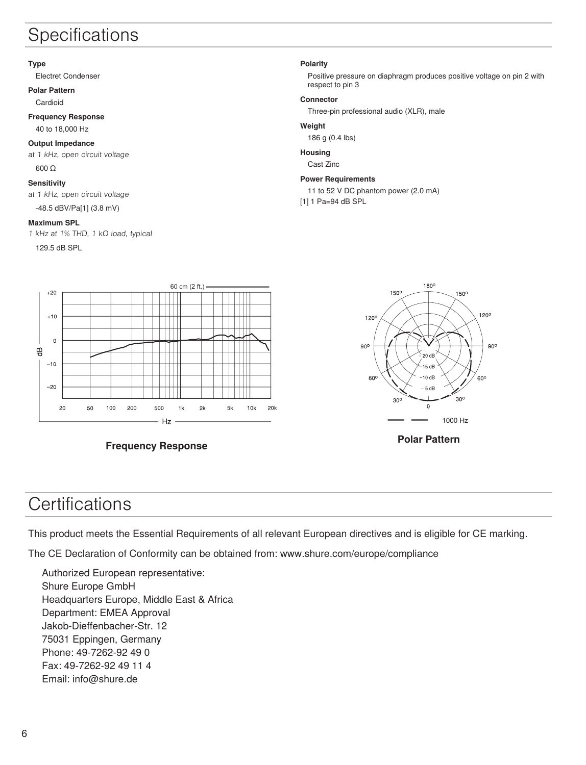# Specifications

**Type**

Electret Condenser

**Polar Pattern**

Cardioid

**Frequency Response**

40 to 18,000 Hz

**Output Impedance**

*at 1 kHz, open circuit voltage*

600 Ω

**Sensitivity**

*at 1 kHz, open circuit voltage*

-48.5 dBV/Pa[1] (3.8 mV)

**Maximum SPL**

*1 kHz at 1% THD, 1 kΩ load, typical*

129.5 dB SPL

**Polarity**

Positive pressure on diaphragm produces positive voltage on pin 2 with respect to pin 3

**Connector**

Three-pin professional audio (XLR), male

**Weight**

186 g (0.4 lbs)

**Housing**

Cast Zinc

**Power Requirements**

11 to 52 V DC phantom power (2.0 mA)

[1] 1 Pa=94 dB SPL

**Frequency Response**

**Polar Pattern**

# Certifications

This product meets the Essential Requirements of all relevant European directives and is eligible for CE marking.

The CE Declaration of Conformity can be obtained from: www.shure.com/europe/compliance

Authorized European representative:
Shure Europe GmbH
Headquarters Europe, Middle East & Africa
Department: EMEA Approval
Jakob-Dieffenbacher-Str. 12
75031 Eppingen, Germany
Phone: 49-7262-92 49 0
Fax: 49-7262-92 49 11 4
Email: info@shure.de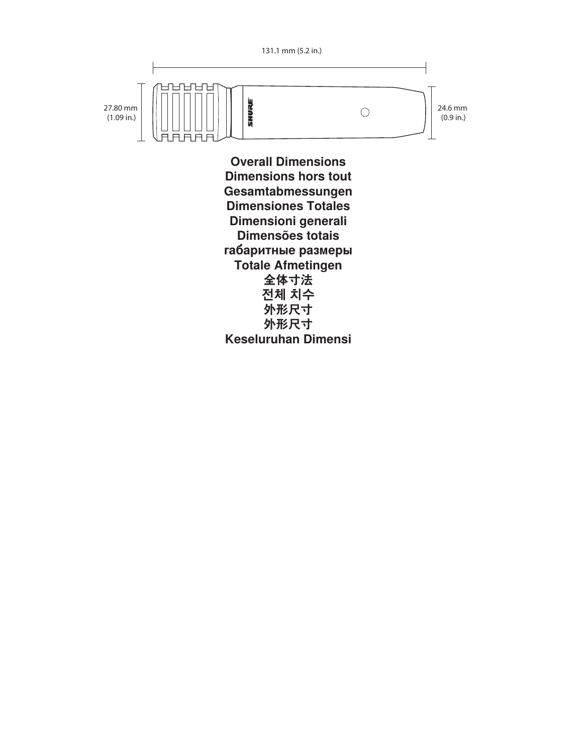131.1 mm (5.2 in.)

27.80 mm (1.09 in.)

24.6 mm (0.9 in.)

**Overall Dimensions**
**Dimensions hors tout**
**Gesamtabmessungen**
**Dimensiones Totales**
**Dimensioni generali**
**Dimensões totais**
**габаритные размеры**
**Totale Afmetingen**
**全体寸法**
**전체 치수**
**外形尺寸**
**外形尺寸**
**Keseluruhan Dimensi**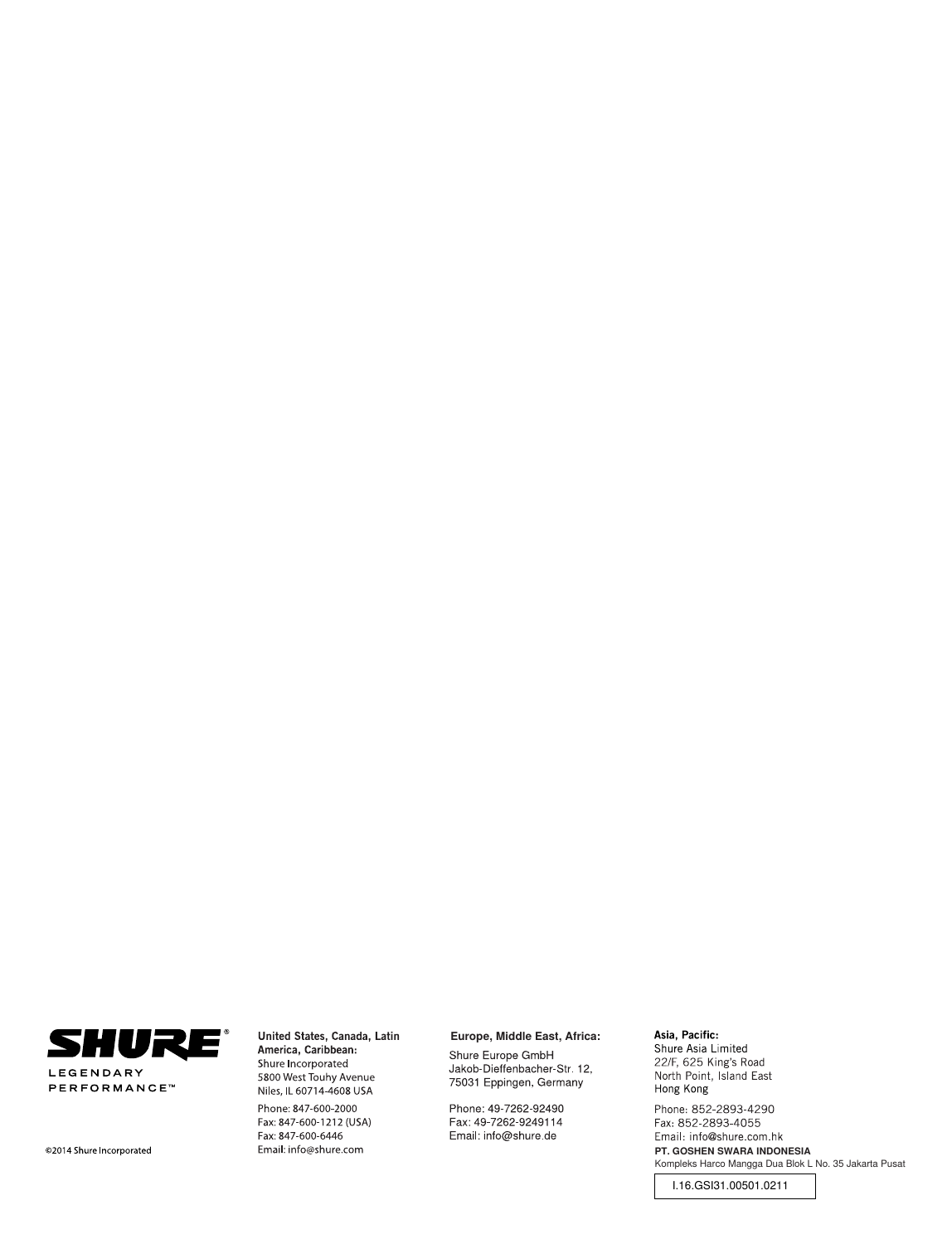SHURE®

LEGENDARY PERFORMANCE™

©2014 Shure Incorporated

**United States, Canada, Latin America, Caribbean:**
Shure Incorporated
5800 West Touhy Avenue
Niles, IL 60714-4608 USA

Phone: 847-600-2000
Fax: 847-600-1212 (USA)
Fax: 847-600-6446
Email: info@shure.com

**Europe, Middle East, Africa:**
Shure Europe GmbH
Jakob-Dieffenbacher-Str. 12,
75031 Eppingen, Germany

Phone: 49-7262-92490
Fax: 49-7262-9249114
Email: info@shure.de

**Asia, Pacific:**
Shure Asia Limited
22/F, 625 King's Road
North Point, Island East
Hong Kong

Phone: 852-2893-4290
Fax: 852-2893-4055
Email: info@shure.com.hk

**PT. GOSHEN SWARA INDONESIA**
Kompleks Harco Mangga Dua Blok L No. 35 Jakarta Pusat

I.16.GSI31.00501.0211